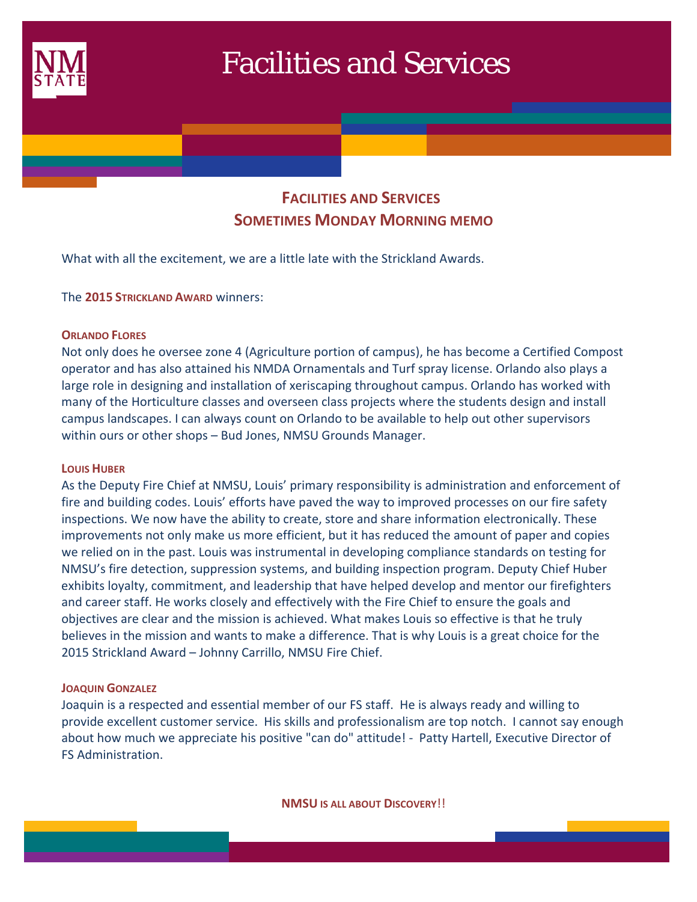# Facilities and Services

## FACILITIES AND SERVICES
## SOMETIMES MONDAY MORNING MEMO

What with all the excitement, we are a little late with the Strickland Awards.

The **2015 STRICKLAND AWARD** winners:

### ORLANDO FLORES

Not only does he oversee zone 4 (Agriculture portion of campus), he has become a Certified Compost operator and has also attained his NMDA Ornamentals and Turf spray license. Orlando also plays a large role in designing and installation of xeriscaping throughout campus. Orlando has worked with many of the Horticulture classes and overseen class projects where the students design and install campus landscapes. I can always count on Orlando to be available to help out other supervisors within ours or other shops – Bud Jones, NMSU Grounds Manager.

### LOUIS HUBER

As the Deputy Fire Chief at NMSU, Louis' primary responsibility is administration and enforcement of fire and building codes. Louis' efforts have paved the way to improved processes on our fire safety inspections. We now have the ability to create, store and share information electronically. These improvements not only make us more efficient, but it has reduced the amount of paper and copies we relied on in the past. Louis was instrumental in developing compliance standards on testing for NMSU's fire detection, suppression systems, and building inspection program. Deputy Chief Huber exhibits loyalty, commitment, and leadership that have helped develop and mentor our firefighters and career staff. He works closely and effectively with the Fire Chief to ensure the goals and objectives are clear and the mission is achieved. What makes Louis so effective is that he truly believes in the mission and wants to make a difference. That is why Louis is a great choice for the 2015 Strickland Award – Johnny Carrillo, NMSU Fire Chief.

### JOAQUIN GONZALEZ

Joaquin is a respected and essential member of our FS staff. He is always ready and willing to provide excellent customer service. His skills and professionalism are top notch. I cannot say enough about how much we appreciate his positive "can do" attitude! - Patty Hartell, Executive Director of FS Administration.

**NMSU IS ALL ABOUT DISCOVERY!!**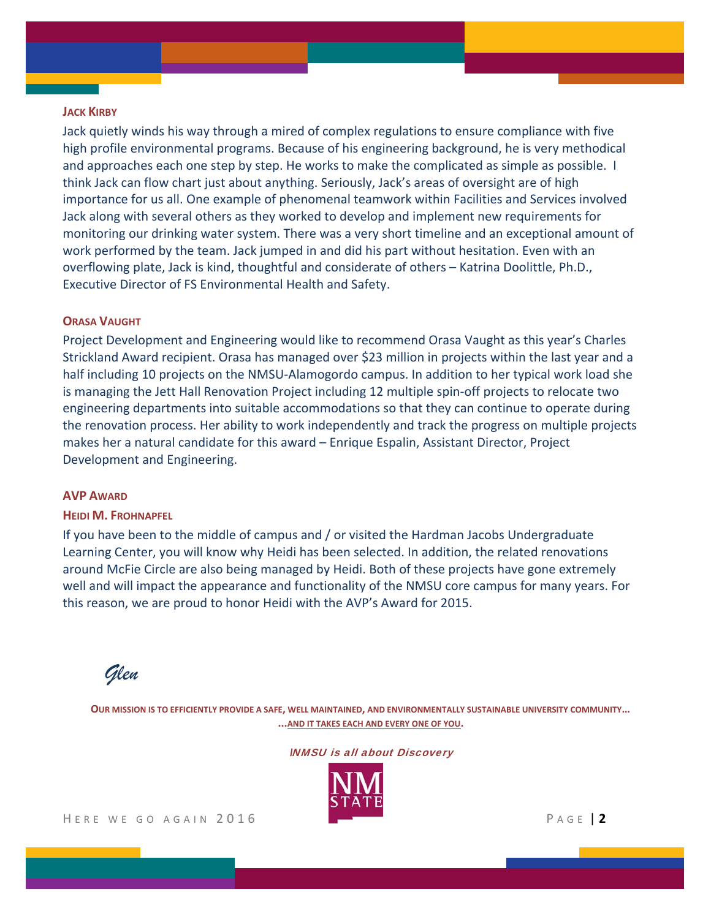### Jack Kirby

Jack quietly winds his way through a mired of complex regulations to ensure compliance with five high profile environmental programs. Because of his engineering background, he is very methodical and approaches each one step by step. He works to make the complicated as simple as possible. I think Jack can flow chart just about anything. Seriously, Jack's areas of oversight are of high importance for us all. One example of phenomenal teamwork within Facilities and Services involved Jack along with several others as they worked to develop and implement new requirements for monitoring our drinking water system. There was a very short timeline and an exceptional amount of work performed by the team. Jack jumped in and did his part without hesitation. Even with an overflowing plate, Jack is kind, thoughtful and considerate of others – Katrina Doolittle, Ph.D., Executive Director of FS Environmental Health and Safety.

### Orasa Vaught

Project Development and Engineering would like to recommend Orasa Vaught as this year's Charles Strickland Award recipient. Orasa has managed over $23 million in projects within the last year and a half including 10 projects on the NMSU-Alamogordo campus. In addition to her typical work load she is managing the Jett Hall Renovation Project including 12 multiple spin-off projects to relocate two engineering departments into suitable accommodations so that they can continue to operate during the renovation process. Her ability to work independently and track the progress on multiple projects makes her a natural candidate for this award – Enrique Espalin, Assistant Director, Project Development and Engineering.

## AVP Award

### Heidi M. Frohnapfel

If you have been to the middle of campus and / or visited the Hardman Jacobs Undergraduate Learning Center, you will know why Heidi has been selected. In addition, the related renovations around McFie Circle are also being managed by Heidi. Both of these projects have gone extremely well and will impact the appearance and functionality of the NMSU core campus for many years. For this reason, we are proud to honor Heidi with the AVP's Award for 2015.

*Glen*

**OUR MISSION IS TO EFFICIENTLY PROVIDE A SAFE, WELL MAINTAINED, AND ENVIRONMENTALLY SUSTAINABLE UNIVERSITY COMMUNITY…**
**…AND IT TAKES EACH AND EVERY ONE OF YOU.**

*NMSU is all about Discovery*

NM STATE